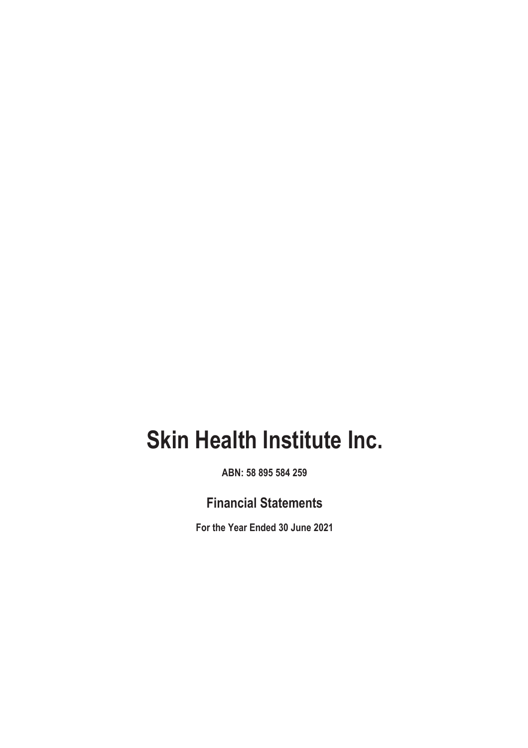# Skin Health Institute Inc.

**ABN: 58 895 584 259**

## Financial Statements

**For the Year Ended 30 June 2021**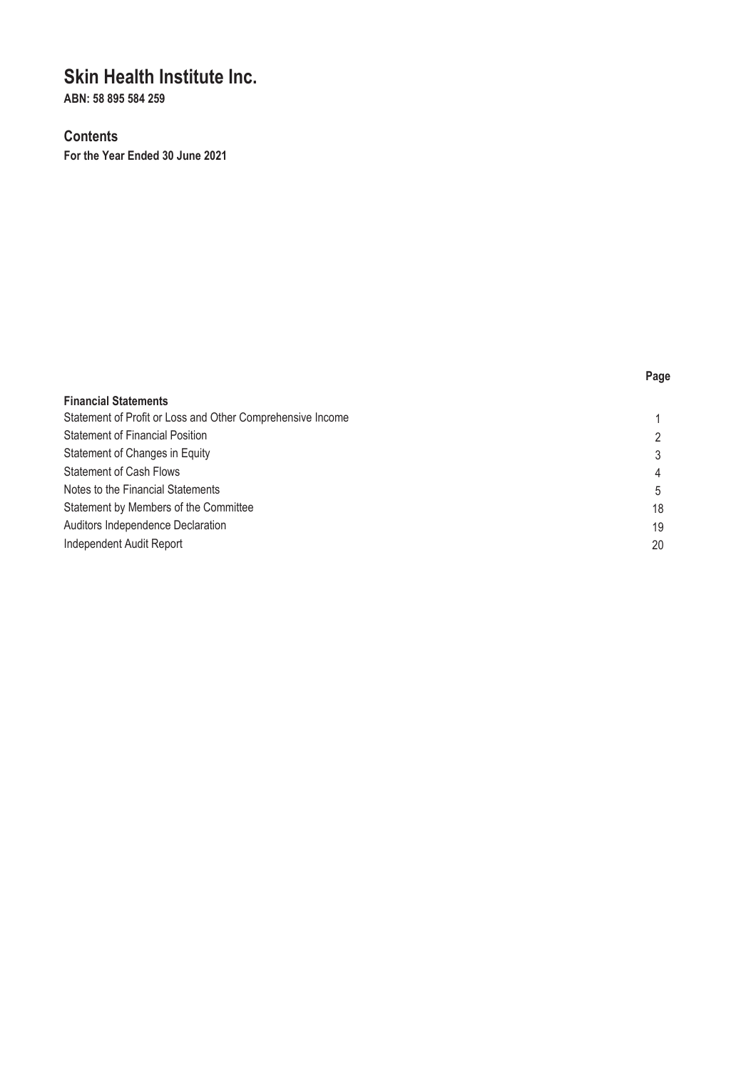# Skin Health Institute Inc.

**ABN: 58 895 584 259**

## Contents

**For the Year Ended 30 June 2021**

| | Page |
|---|---|
| **Financial Statements** | |
| Statement of Profit or Loss and Other Comprehensive Income | 1 |
| Statement of Financial Position | 2 |
| Statement of Changes in Equity | 3 |
| Statement of Cash Flows | 4 |
| Notes to the Financial Statements | 5 |
| Statement by Members of the Committee | 18 |
| Auditors Independence Declaration | 19 |
| Independent Audit Report | 20 |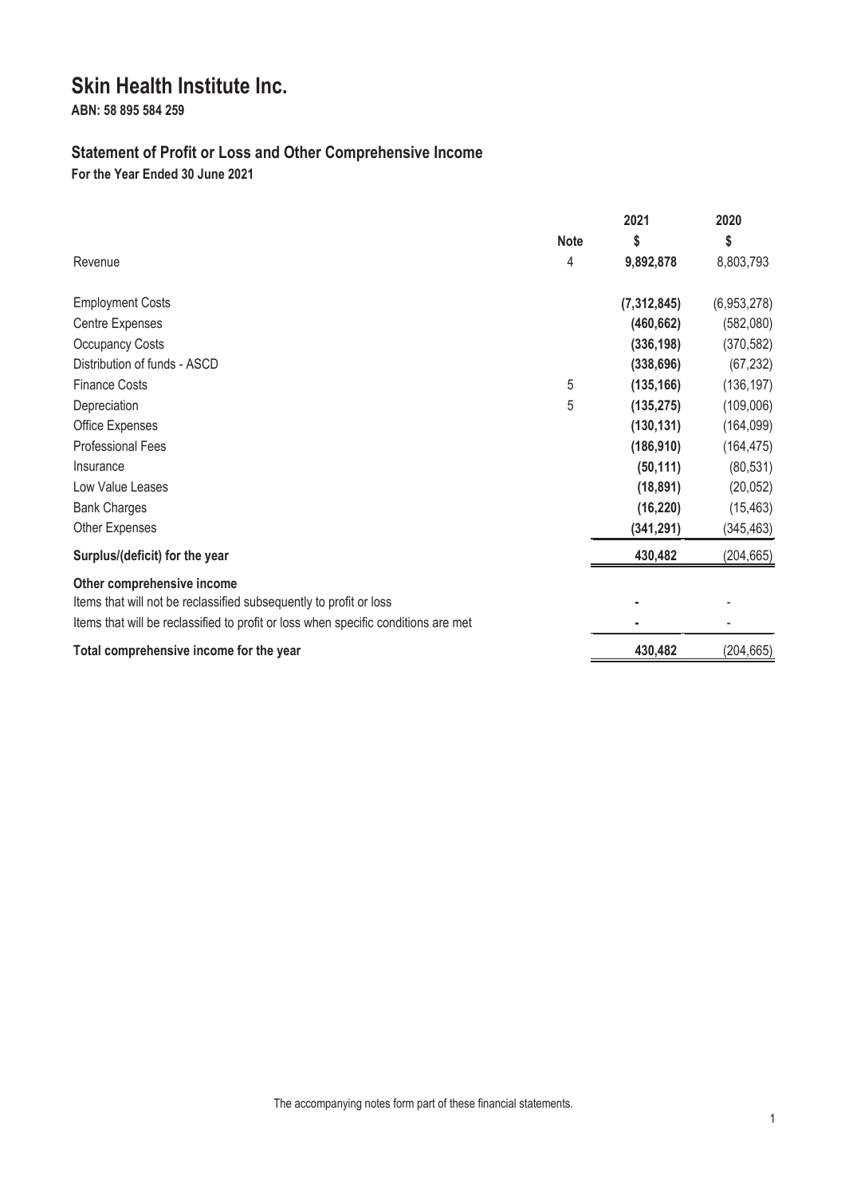# Skin Health Institute Inc.

**ABN: 58 895 584 259**

## Statement of Profit or Loss and Other Comprehensive Income

**For the Year Ended 30 June 2021**

| | Note | 2021 | 2020 |
|---|---|---|---|
| | | $ | $ |
| Revenue | 4 | **9,892,878** | 8,803,793 |
| Employment Costs | | **(7,312,845)** | (6,953,278) |
| Centre Expenses | | **(460,662)** | (582,080) |
| Occupancy Costs | | **(336,198)** | (370,582) |
| Distribution of funds - ASCD | | **(338,696)** | (67,232) |
| Finance Costs | 5 | **(135,166)** | (136,197) |
| Depreciation | 5 | **(135,275)** | (109,006) |
| Office Expenses | | **(130,131)** | (164,099) |
| Professional Fees | | **(186,910)** | (164,475) |
| Insurance | | **(50,111)** | (80,531) |
| Low Value Leases | | **(18,891)** | (20,052) |
| Bank Charges | | **(16,220)** | (15,463) |
| Other Expenses | | **(341,291)** | (345,463) |
| **Surplus/(deficit) for the year** | | **430,482** | (204,665) |
| **Other comprehensive income** | | | |
| Items that will not be reclassified subsequently to profit or loss | | **-** | - |
| Items that will be reclassified to profit or loss when specific conditions are met | | **-** | - |
| **Total comprehensive income for the year** | | **430,482** | (204,665) |

The accompanying notes form part of these financial statements.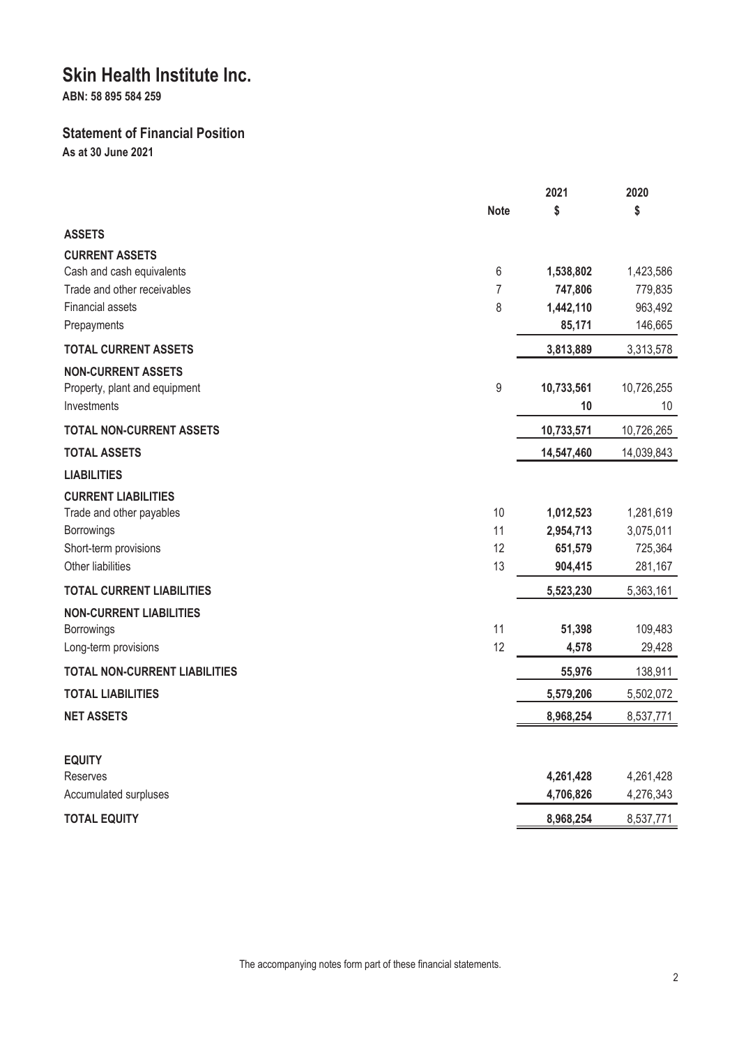# Skin Health Institute Inc.

**ABN: 58 895 584 259**

## Statement of Financial Position

**As at 30 June 2021**

| | Note | 2021 $ | 2020 $ |
|---|---|---|---|
| **ASSETS** | | | |
| **CURRENT ASSETS** | | | |
| Cash and cash equivalents | 6 | **1,538,802** | 1,423,586 |
| Trade and other receivables | 7 | **747,806** | 779,835 |
| Financial assets | 8 | **1,442,110** | 963,492 |
| Prepayments | | **85,171** | 146,665 |
| **TOTAL CURRENT ASSETS** | | **3,813,889** | 3,313,578 |
| **NON-CURRENT ASSETS** | | | |
| Property, plant and equipment | 9 | **10,733,561** | 10,726,255 |
| Investments | | **10** | 10 |
| **TOTAL NON-CURRENT ASSETS** | | **10,733,571** | 10,726,265 |
| **TOTAL ASSETS** | | **14,547,460** | 14,039,843 |
| **LIABILITIES** | | | |
| **CURRENT LIABILITIES** | | | |
| Trade and other payables | 10 | **1,012,523** | 1,281,619 |
| Borrowings | 11 | **2,954,713** | 3,075,011 |
| Short-term provisions | 12 | **651,579** | 725,364 |
| Other liabilities | 13 | **904,415** | 281,167 |
| **TOTAL CURRENT LIABILITIES** | | **5,523,230** | 5,363,161 |
| **NON-CURRENT LIABILITIES** | | | |
| Borrowings | 11 | **51,398** | 109,483 |
| Long-term provisions | 12 | **4,578** | 29,428 |
| **TOTAL NON-CURRENT LIABILITIES** | | **55,976** | 138,911 |
| **TOTAL LIABILITIES** | | **5,579,206** | 5,502,072 |
| **NET ASSETS** | | **8,968,254** | 8,537,771 |
| | | | |
| **EQUITY** | | | |
| Reserves | | **4,261,428** | 4,261,428 |
| Accumulated surpluses | | **4,706,826** | 4,276,343 |
| **TOTAL EQUITY** | | **8,968,254** | 8,537,771 |

The accompanying notes form part of these financial statements.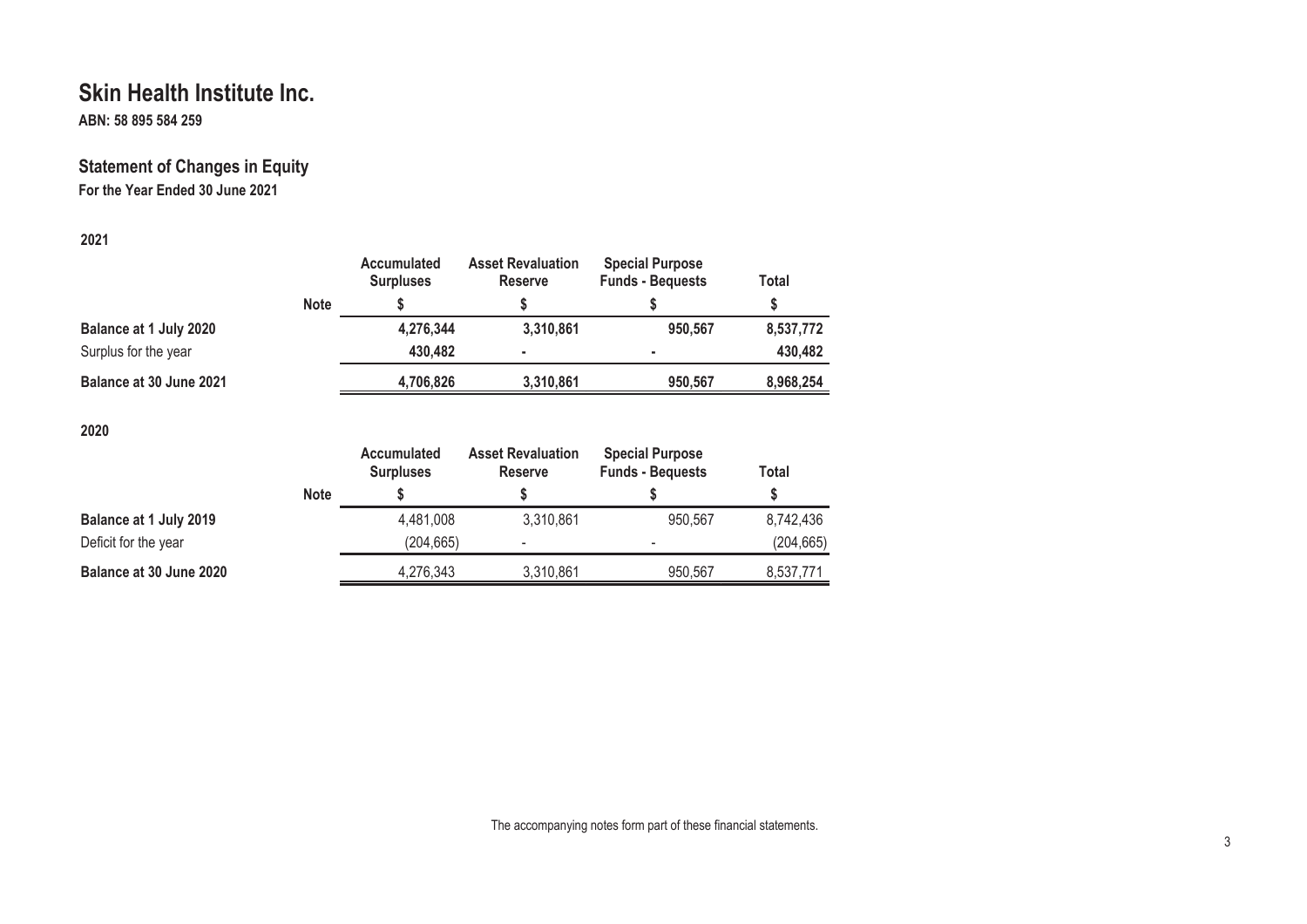# Skin Health Institute Inc.

**ABN: 58 895 584 259**

## Statement of Changes in Equity

**For the Year Ended 30 June 2021**

**2021**

| | Note | Accumulated Surpluses | Asset Revaluation Reserve | Special Purpose Funds - Bequests | Total |
|---|---|---|---|---|---|
| | | $ | $ | $ | $ |
| **Balance at 1 July 2020** | | **4,276,344** | **3,310,861** | **950,567** | **8,537,772** |
| Surplus for the year | | **430,482** | **-** | **-** | **430,482** |
| **Balance at 30 June 2021** | | **4,706,826** | **3,310,861** | **950,567** | **8,968,254** |

**2020**

| | Note | Accumulated Surpluses | Asset Revaluation Reserve | Special Purpose Funds - Bequests | Total |
|---|---|---|---|---|---|
| | | $ | $ | $ | $ |
| **Balance at 1 July 2019** | | 4,481,008 | 3,310,861 | 950,567 | 8,742,436 |
| Deficit for the year | | (204,665) | - | - | (204,665) |
| **Balance at 30 June 2020** | | 4,276,343 | 3,310,861 | 950,567 | 8,537,771 |

The accompanying notes form part of these financial statements.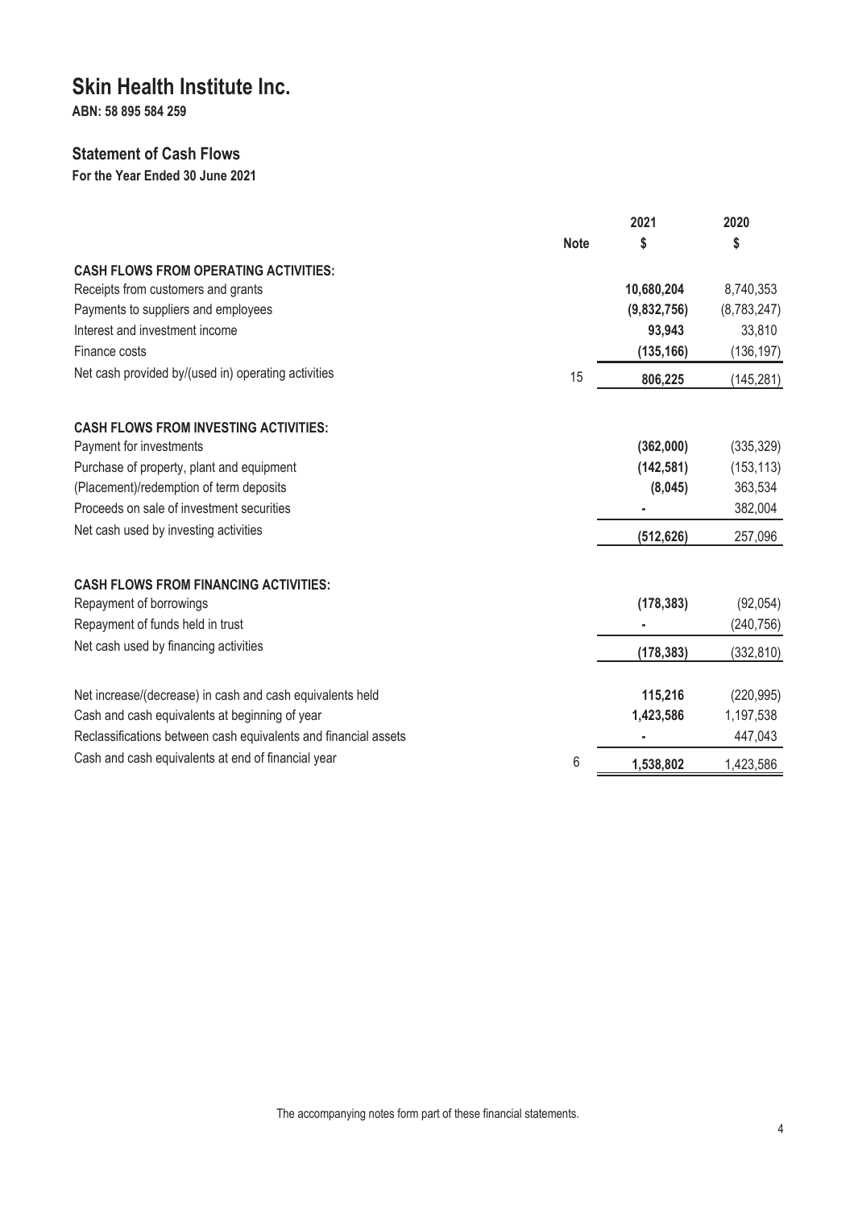# Skin Health Institute Inc.

**ABN: 58 895 584 259**

## Statement of Cash Flows

**For the Year Ended 30 June 2021**

| | Note | 2021 $ | 2020 $ |
|---|---|---|---|
| **CASH FLOWS FROM OPERATING ACTIVITIES:** | | | |
| Receipts from customers and grants | | **10,680,204** | 8,740,353 |
| Payments to suppliers and employees | | **(9,832,756)** | (8,783,247) |
| Interest and investment income | | **93,943** | 33,810 |
| Finance costs | | **(135,166)** | (136,197) |
| Net cash provided by/(used in) operating activities | 15 | **806,225** | (145,281) |
| | | | |
| **CASH FLOWS FROM INVESTING ACTIVITIES:** | | | |
| Payment for investments | | **(362,000)** | (335,329) |
| Purchase of property, plant and equipment | | **(142,581)** | (153,113) |
| (Placement)/redemption of term deposits | | **(8,045)** | 363,534 |
| Proceeds on sale of investment securities | | **-** | 382,004 |
| Net cash used by investing activities | | **(512,626)** | 257,096 |
| | | | |
| **CASH FLOWS FROM FINANCING ACTIVITIES:** | | | |
| Repayment of borrowings | | **(178,383)** | (92,054) |
| Repayment of funds held in trust | | **-** | (240,756) |
| Net cash used by financing activities | | **(178,383)** | (332,810) |
| | | | |
| Net increase/(decrease) in cash and cash equivalents held | | **115,216** | (220,995) |
| Cash and cash equivalents at beginning of year | | **1,423,586** | 1,197,538 |
| Reclassifications between cash equivalents and financial assets | | **-** | 447,043 |
| Cash and cash equivalents at end of financial year | 6 | **1,538,802** | 1,423,586 |

The accompanying notes form part of these financial statements.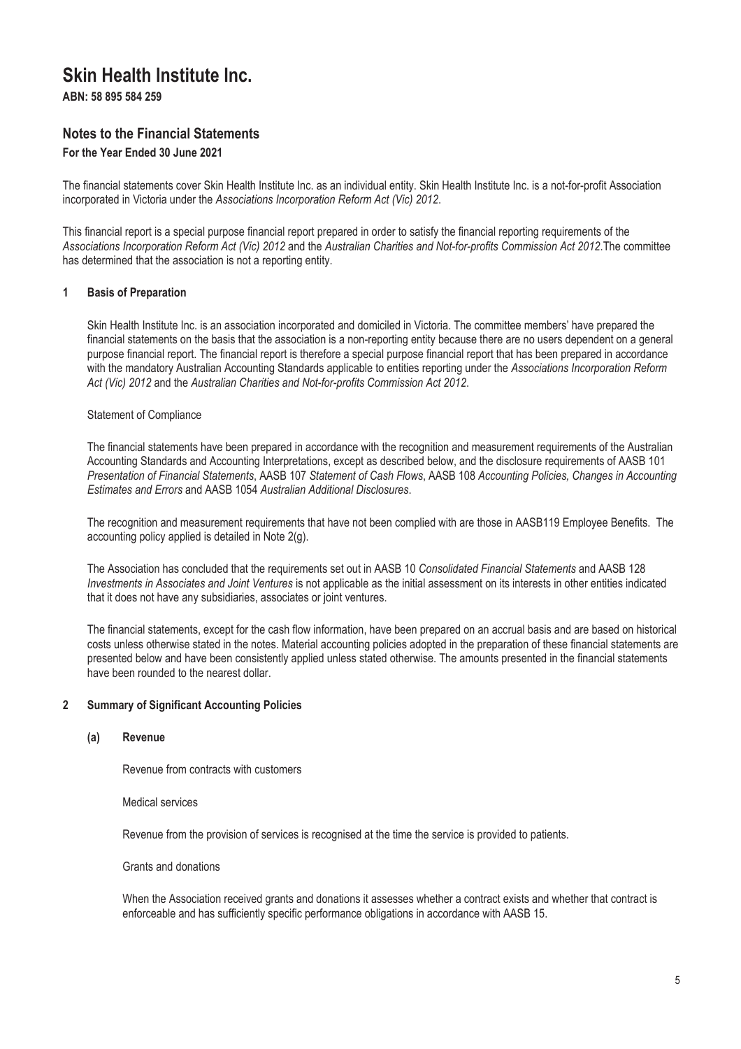# Skin Health Institute Inc.

**ABN: 58 895 584 259**

## Notes to the Financial Statements

**For the Year Ended 30 June 2021**

The financial statements cover Skin Health Institute Inc. as an individual entity. Skin Health Institute Inc. is a not-for-profit Association incorporated in Victoria under the *Associations Incorporation Reform Act (Vic) 2012*.

This financial report is a special purpose financial report prepared in order to satisfy the financial reporting requirements of the *Associations Incorporation Reform Act (Vic) 2012* and the *Australian Charities and Not-for-profits Commission Act 2012*.The committee has determined that the association is not a reporting entity.

### 1 Basis of Preparation

Skin Health Institute Inc. is an association incorporated and domiciled in Victoria. The committee members' have prepared the financial statements on the basis that the association is a non-reporting entity because there are no users dependent on a general purpose financial report. The financial report is therefore a special purpose financial report that has been prepared in accordance with the mandatory Australian Accounting Standards applicable to entities reporting under the *Associations Incorporation Reform Act (Vic) 2012* and the *Australian Charities and Not-for-profits Commission Act 2012*.

Statement of Compliance

The financial statements have been prepared in accordance with the recognition and measurement requirements of the Australian Accounting Standards and Accounting Interpretations, except as described below, and the disclosure requirements of AASB 101 *Presentation of Financial Statements*, AASB 107 *Statement of Cash Flows*, AASB 108 *Accounting Policies, Changes in Accounting Estimates and Errors* and AASB 1054 *Australian Additional Disclosures*.

The recognition and measurement requirements that have not been complied with are those in AASB119 Employee Benefits. The accounting policy applied is detailed in Note 2(g).

The Association has concluded that the requirements set out in AASB 10 *Consolidated Financial Statements* and AASB 128 *Investments in Associates and Joint Ventures* is not applicable as the initial assessment on its interests in other entities indicated that it does not have any subsidiaries, associates or joint ventures.

The financial statements, except for the cash flow information, have been prepared on an accrual basis and are based on historical costs unless otherwise stated in the notes. Material accounting policies adopted in the preparation of these financial statements are presented below and have been consistently applied unless stated otherwise. The amounts presented in the financial statements have been rounded to the nearest dollar.

### 2 Summary of Significant Accounting Policies

#### (a) Revenue

Revenue from contracts with customers

Medical services

Revenue from the provision of services is recognised at the time the service is provided to patients.

Grants and donations

When the Association received grants and donations it assesses whether a contract exists and whether that contract is enforceable and has sufficiently specific performance obligations in accordance with AASB 15.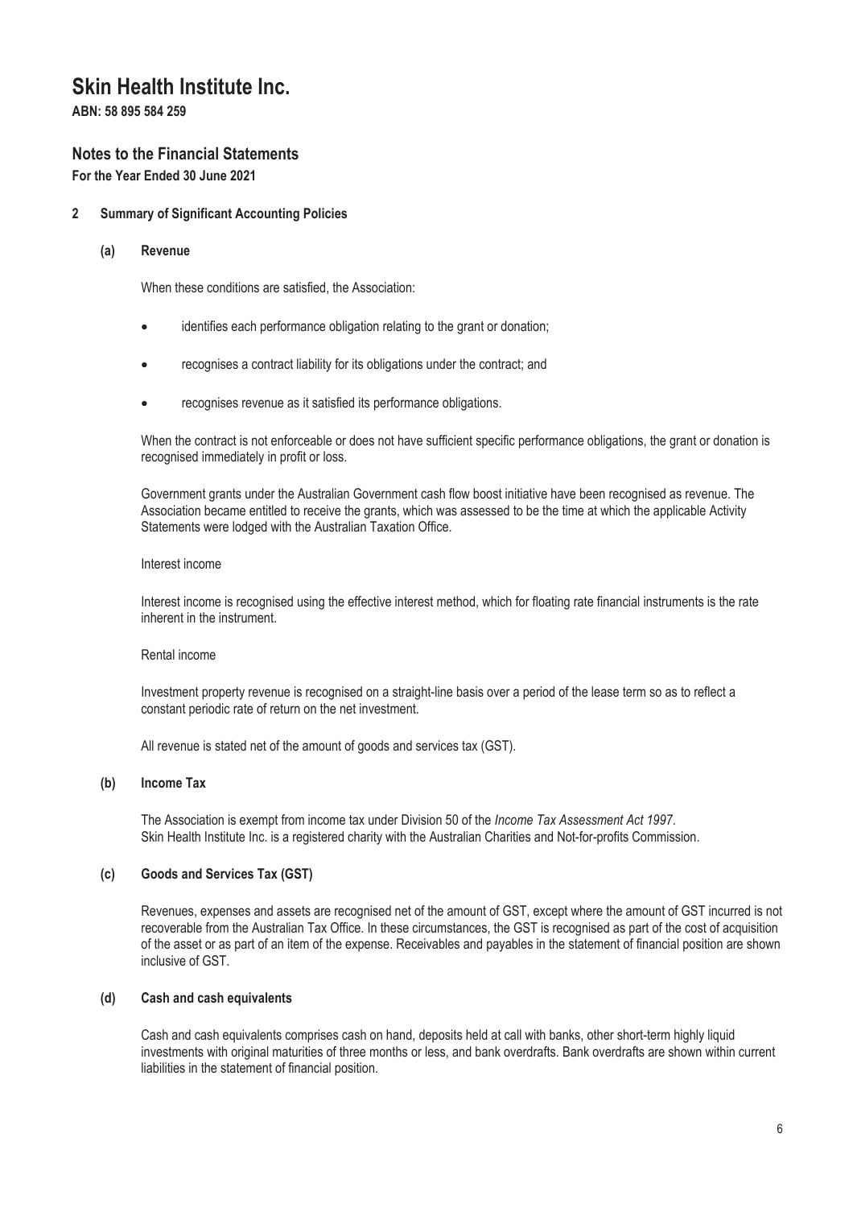# Skin Health Institute Inc.

**ABN: 58 895 584 259**

## Notes to the Financial Statements

**For the Year Ended 30 June 2021**

### 2 Summary of Significant Accounting Policies

#### (a) Revenue

When these conditions are satisfied, the Association:

- identifies each performance obligation relating to the grant or donation;
- recognises a contract liability for its obligations under the contract; and
- recognises revenue as it satisfied its performance obligations.

When the contract is not enforceable or does not have sufficient specific performance obligations, the grant or donation is recognised immediately in profit or loss.

Government grants under the Australian Government cash flow boost initiative have been recognised as revenue. The Association became entitled to receive the grants, which was assessed to be the time at which the applicable Activity Statements were lodged with the Australian Taxation Office.

Interest income

Interest income is recognised using the effective interest method, which for floating rate financial instruments is the rate inherent in the instrument.

Rental income

Investment property revenue is recognised on a straight-line basis over a period of the lease term so as to reflect a constant periodic rate of return on the net investment.

All revenue is stated net of the amount of goods and services tax (GST).

#### (b) Income Tax

The Association is exempt from income tax under Division 50 of the *Income Tax Assessment Act 1997*.
Skin Health Institute Inc. is a registered charity with the Australian Charities and Not-for-profits Commission.

#### (c) Goods and Services Tax (GST)

Revenues, expenses and assets are recognised net of the amount of GST, except where the amount of GST incurred is not recoverable from the Australian Tax Office. In these circumstances, the GST is recognised as part of the cost of acquisition of the asset or as part of an item of the expense. Receivables and payables in the statement of financial position are shown inclusive of GST.

#### (d) Cash and cash equivalents

Cash and cash equivalents comprises cash on hand, deposits held at call with banks, other short-term highly liquid investments with original maturities of three months or less, and bank overdrafts. Bank overdrafts are shown within current liabilities in the statement of financial position.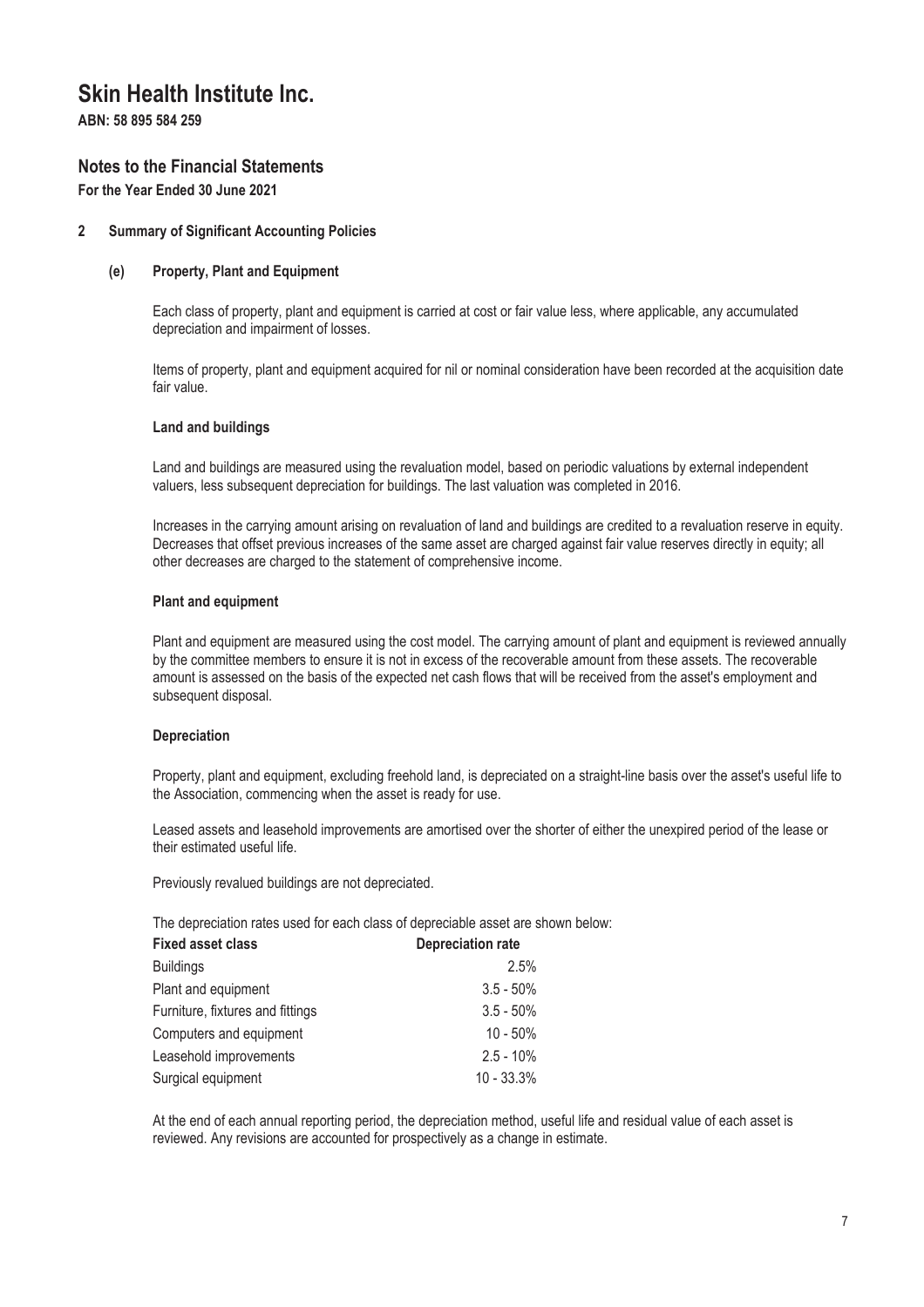# Skin Health Institute Inc.

**ABN: 58 895 584 259**

## Notes to the Financial Statements

**For the Year Ended 30 June 2021**

### 2 Summary of Significant Accounting Policies

#### (e) Property, Plant and Equipment

Each class of property, plant and equipment is carried at cost or fair value less, where applicable, any accumulated depreciation and impairment of losses.

Items of property, plant and equipment acquired for nil or nominal consideration have been recorded at the acquisition date fair value.

**Land and buildings**

Land and buildings are measured using the revaluation model, based on periodic valuations by external independent valuers, less subsequent depreciation for buildings. The last valuation was completed in 2016.

Increases in the carrying amount arising on revaluation of land and buildings are credited to a revaluation reserve in equity. Decreases that offset previous increases of the same asset are charged against fair value reserves directly in equity; all other decreases are charged to the statement of comprehensive income.

**Plant and equipment**

Plant and equipment are measured using the cost model. The carrying amount of plant and equipment is reviewed annually by the committee members to ensure it is not in excess of the recoverable amount from these assets. The recoverable amount is assessed on the basis of the expected net cash flows that will be received from the asset's employment and subsequent disposal.

**Depreciation**

Property, plant and equipment, excluding freehold land, is depreciated on a straight-line basis over the asset's useful life to the Association, commencing when the asset is ready for use.

Leased assets and leasehold improvements are amortised over the shorter of either the unexpired period of the lease or their estimated useful life.

Previously revalued buildings are not depreciated.

The depreciation rates used for each class of depreciable asset are shown below:

| Fixed asset class | Depreciation rate |
|---|---|
| Buildings | 2.5% |
| Plant and equipment | 3.5 - 50% |
| Furniture, fixtures and fittings | 3.5 - 50% |
| Computers and equipment | 10 - 50% |
| Leasehold improvements | 2.5 - 10% |
| Surgical equipment | 10 - 33.3% |

At the end of each annual reporting period, the depreciation method, useful life and residual value of each asset is reviewed. Any revisions are accounted for prospectively as a change in estimate.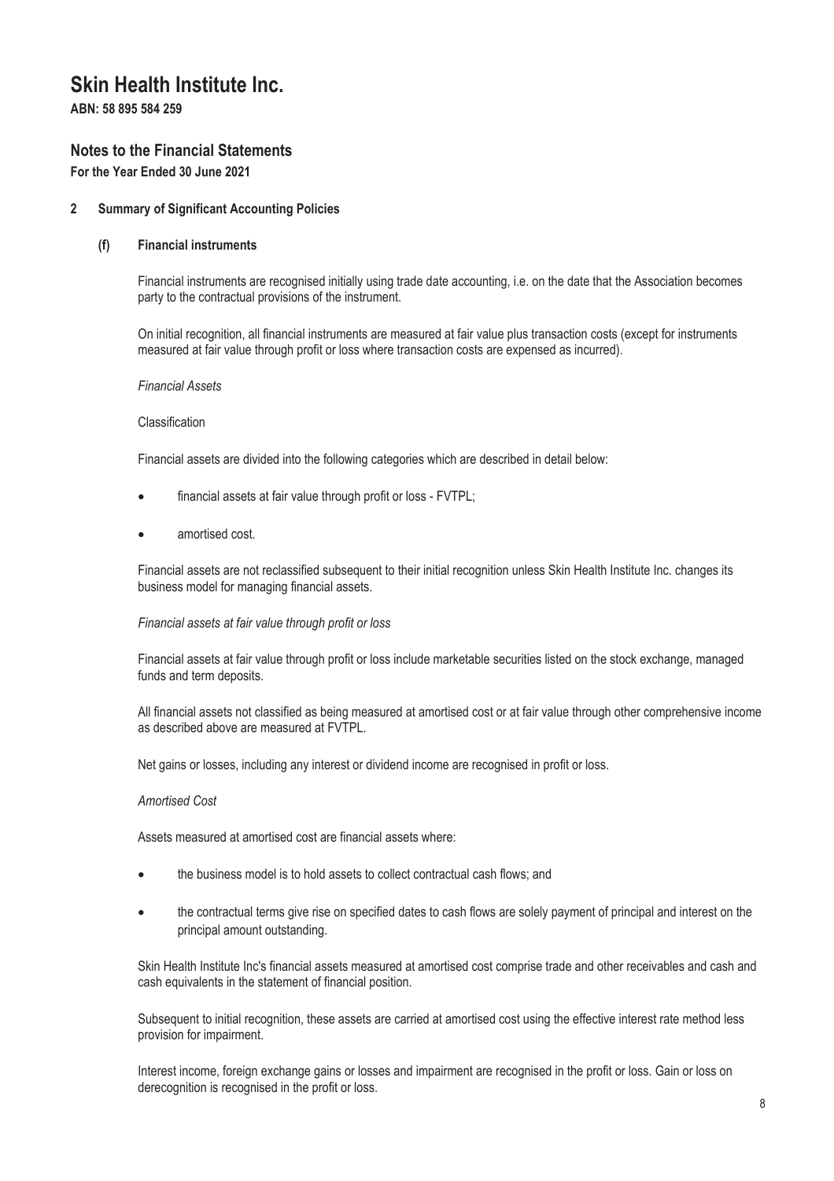# Skin Health Institute Inc.

**ABN: 58 895 584 259**

## Notes to the Financial Statements

**For the Year Ended 30 June 2021**

**2 Summary of Significant Accounting Policies**

**(f) Financial instruments**

Financial instruments are recognised initially using trade date accounting, i.e. on the date that the Association becomes party to the contractual provisions of the instrument.

On initial recognition, all financial instruments are measured at fair value plus transaction costs (except for instruments measured at fair value through profit or loss where transaction costs are expensed as incurred).

*Financial Assets*

Classification

Financial assets are divided into the following categories which are described in detail below:

- financial assets at fair value through profit or loss - FVTPL;
- amortised cost.

Financial assets are not reclassified subsequent to their initial recognition unless Skin Health Institute Inc. changes its business model for managing financial assets.

*Financial assets at fair value through profit or loss*

Financial assets at fair value through profit or loss include marketable securities listed on the stock exchange, managed funds and term deposits.

All financial assets not classified as being measured at amortised cost or at fair value through other comprehensive income as described above are measured at FVTPL.

Net gains or losses, including any interest or dividend income are recognised in profit or loss.

*Amortised Cost*

Assets measured at amortised cost are financial assets where:

- the business model is to hold assets to collect contractual cash flows; and
- the contractual terms give rise on specified dates to cash flows are solely payment of principal and interest on the principal amount outstanding.

Skin Health Institute Inc's financial assets measured at amortised cost comprise trade and other receivables and cash and cash equivalents in the statement of financial position.

Subsequent to initial recognition, these assets are carried at amortised cost using the effective interest rate method less provision for impairment.

Interest income, foreign exchange gains or losses and impairment are recognised in the profit or loss. Gain or loss on derecognition is recognised in the profit or loss.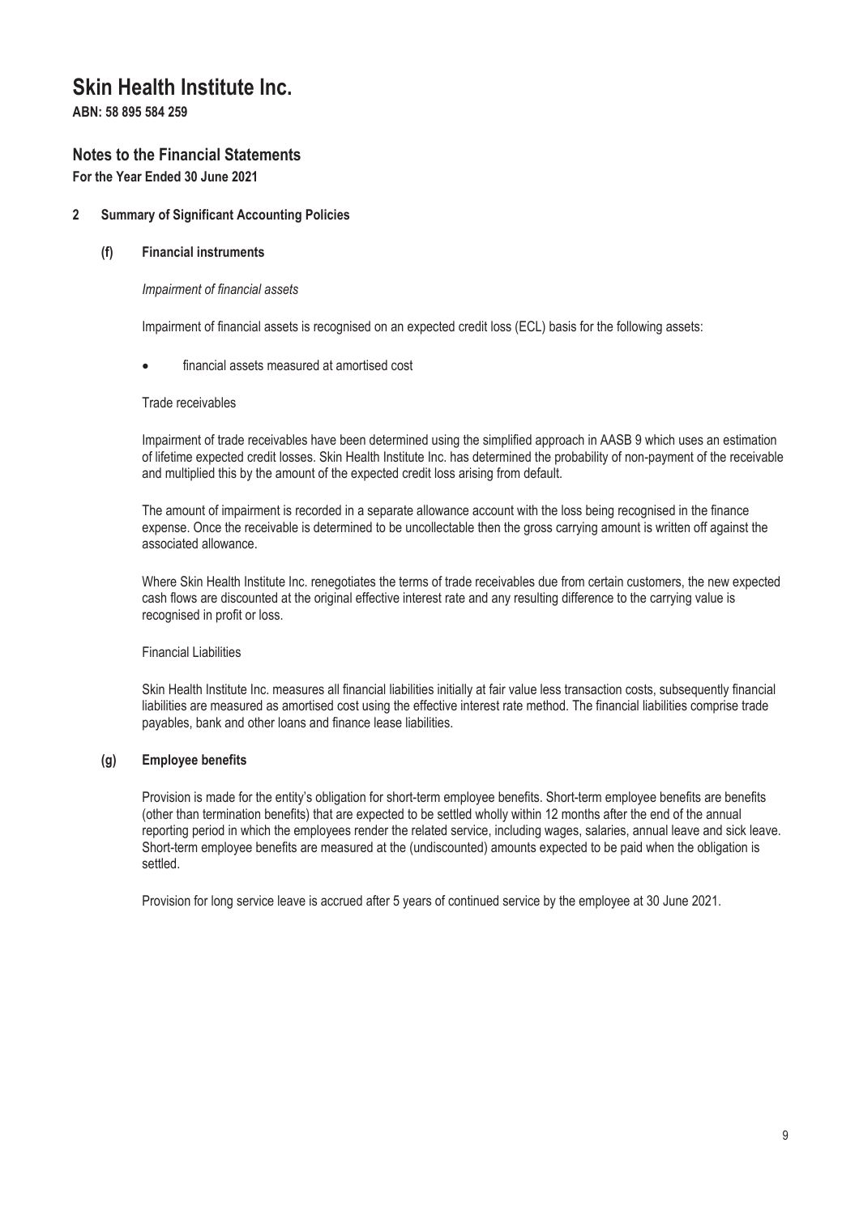# Skin Health Institute Inc.

**ABN: 58 895 584 259**

## Notes to the Financial Statements

**For the Year Ended 30 June 2021**

**2 Summary of Significant Accounting Policies**

**(f) Financial instruments**

*Impairment of financial assets*

Impairment of financial assets is recognised on an expected credit loss (ECL) basis for the following assets:

- financial assets measured at amortised cost

Trade receivables

Impairment of trade receivables have been determined using the simplified approach in AASB 9 which uses an estimation of lifetime expected credit losses. Skin Health Institute Inc. has determined the probability of non-payment of the receivable and multiplied this by the amount of the expected credit loss arising from default.

The amount of impairment is recorded in a separate allowance account with the loss being recognised in the finance expense. Once the receivable is determined to be uncollectable then the gross carrying amount is written off against the associated allowance.

Where Skin Health Institute Inc. renegotiates the terms of trade receivables due from certain customers, the new expected cash flows are discounted at the original effective interest rate and any resulting difference to the carrying value is recognised in profit or loss.

Financial Liabilities

Skin Health Institute Inc. measures all financial liabilities initially at fair value less transaction costs, subsequently financial liabilities are measured as amortised cost using the effective interest rate method. The financial liabilities comprise trade payables, bank and other loans and finance lease liabilities.

**(g) Employee benefits**

Provision is made for the entity's obligation for short-term employee benefits. Short-term employee benefits are benefits (other than termination benefits) that are expected to be settled wholly within 12 months after the end of the annual reporting period in which the employees render the related service, including wages, salaries, annual leave and sick leave. Short-term employee benefits are measured at the (undiscounted) amounts expected to be paid when the obligation is settled.

Provision for long service leave is accrued after 5 years of continued service by the employee at 30 June 2021.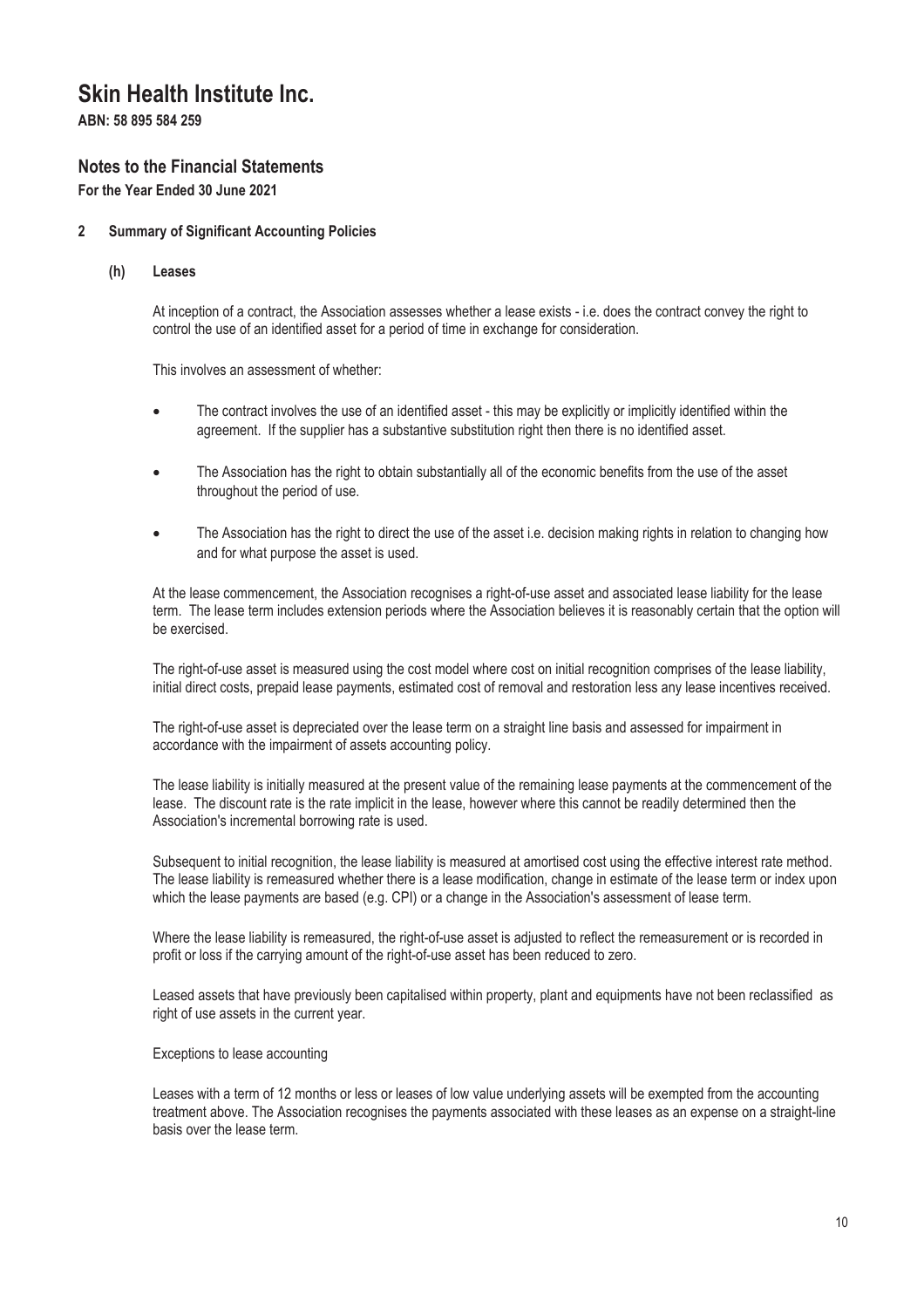# Skin Health Institute Inc.

**ABN: 58 895 584 259**

## Notes to the Financial Statements

**For the Year Ended 30 June 2021**

### 2 Summary of Significant Accounting Policies

#### (h) Leases

At inception of a contract, the Association assesses whether a lease exists - i.e. does the contract convey the right to control the use of an identified asset for a period of time in exchange for consideration.

This involves an assessment of whether:

- The contract involves the use of an identified asset - this may be explicitly or implicitly identified within the agreement. If the supplier has a substantive substitution right then there is no identified asset.
- The Association has the right to obtain substantially all of the economic benefits from the use of the asset throughout the period of use.
- The Association has the right to direct the use of the asset i.e. decision making rights in relation to changing how and for what purpose the asset is used.

At the lease commencement, the Association recognises a right-of-use asset and associated lease liability for the lease term. The lease term includes extension periods where the Association believes it is reasonably certain that the option will be exercised.

The right-of-use asset is measured using the cost model where cost on initial recognition comprises of the lease liability, initial direct costs, prepaid lease payments, estimated cost of removal and restoration less any lease incentives received.

The right-of-use asset is depreciated over the lease term on a straight line basis and assessed for impairment in accordance with the impairment of assets accounting policy.

The lease liability is initially measured at the present value of the remaining lease payments at the commencement of the lease. The discount rate is the rate implicit in the lease, however where this cannot be readily determined then the Association's incremental borrowing rate is used.

Subsequent to initial recognition, the lease liability is measured at amortised cost using the effective interest rate method. The lease liability is remeasured whether there is a lease modification, change in estimate of the lease term or index upon which the lease payments are based (e.g. CPI) or a change in the Association's assessment of lease term.

Where the lease liability is remeasured, the right-of-use asset is adjusted to reflect the remeasurement or is recorded in profit or loss if the carrying amount of the right-of-use asset has been reduced to zero.

Leased assets that have previously been capitalised within property, plant and equipments have not been reclassified as right of use assets in the current year.

Exceptions to lease accounting

Leases with a term of 12 months or less or leases of low value underlying assets will be exempted from the accounting treatment above. The Association recognises the payments associated with these leases as an expense on a straight-line basis over the lease term.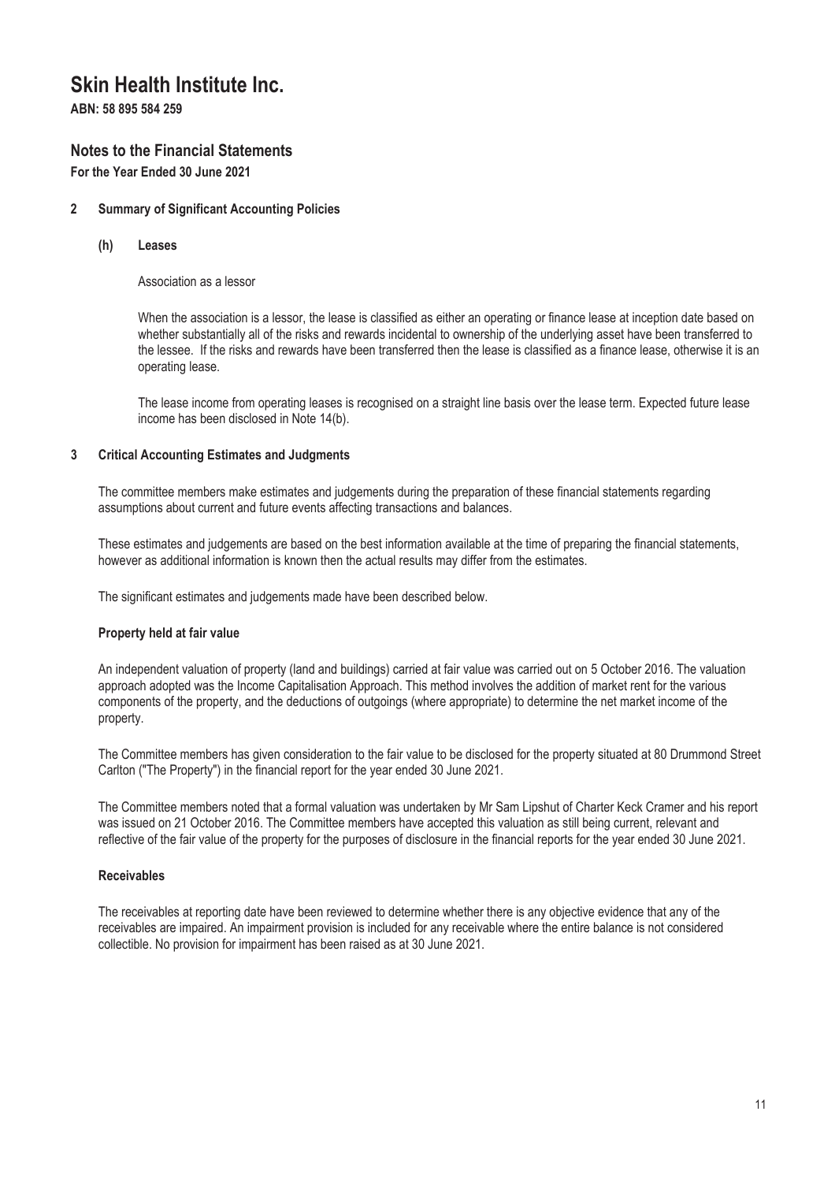# Skin Health Institute Inc.

**ABN: 58 895 584 259**

## Notes to the Financial Statements

**For the Year Ended 30 June 2021**

**2 Summary of Significant Accounting Policies**

**(h) Leases**

Association as a lessor

When the association is a lessor, the lease is classified as either an operating or finance lease at inception date based on whether substantially all of the risks and rewards incidental to ownership of the underlying asset have been transferred to the lessee. If the risks and rewards have been transferred then the lease is classified as a finance lease, otherwise it is an operating lease.

The lease income from operating leases is recognised on a straight line basis over the lease term. Expected future lease income has been disclosed in Note 14(b).

**3 Critical Accounting Estimates and Judgments**

The committee members make estimates and judgements during the preparation of these financial statements regarding assumptions about current and future events affecting transactions and balances.

These estimates and judgements are based on the best information available at the time of preparing the financial statements, however as additional information is known then the actual results may differ from the estimates.

The significant estimates and judgements made have been described below.

**Property held at fair value**

An independent valuation of property (land and buildings) carried at fair value was carried out on 5 October 2016. The valuation approach adopted was the Income Capitalisation Approach. This method involves the addition of market rent for the various components of the property, and the deductions of outgoings (where appropriate) to determine the net market income of the property.

The Committee members has given consideration to the fair value to be disclosed for the property situated at 80 Drummond Street Carlton ("The Property") in the financial report for the year ended 30 June 2021.

The Committee members noted that a formal valuation was undertaken by Mr Sam Lipshut of Charter Keck Cramer and his report was issued on 21 October 2016. The Committee members have accepted this valuation as still being current, relevant and reflective of the fair value of the property for the purposes of disclosure in the financial reports for the year ended 30 June 2021.

**Receivables**

The receivables at reporting date have been reviewed to determine whether there is any objective evidence that any of the receivables are impaired. An impairment provision is included for any receivable where the entire balance is not considered collectible. No provision for impairment has been raised as at 30 June 2021.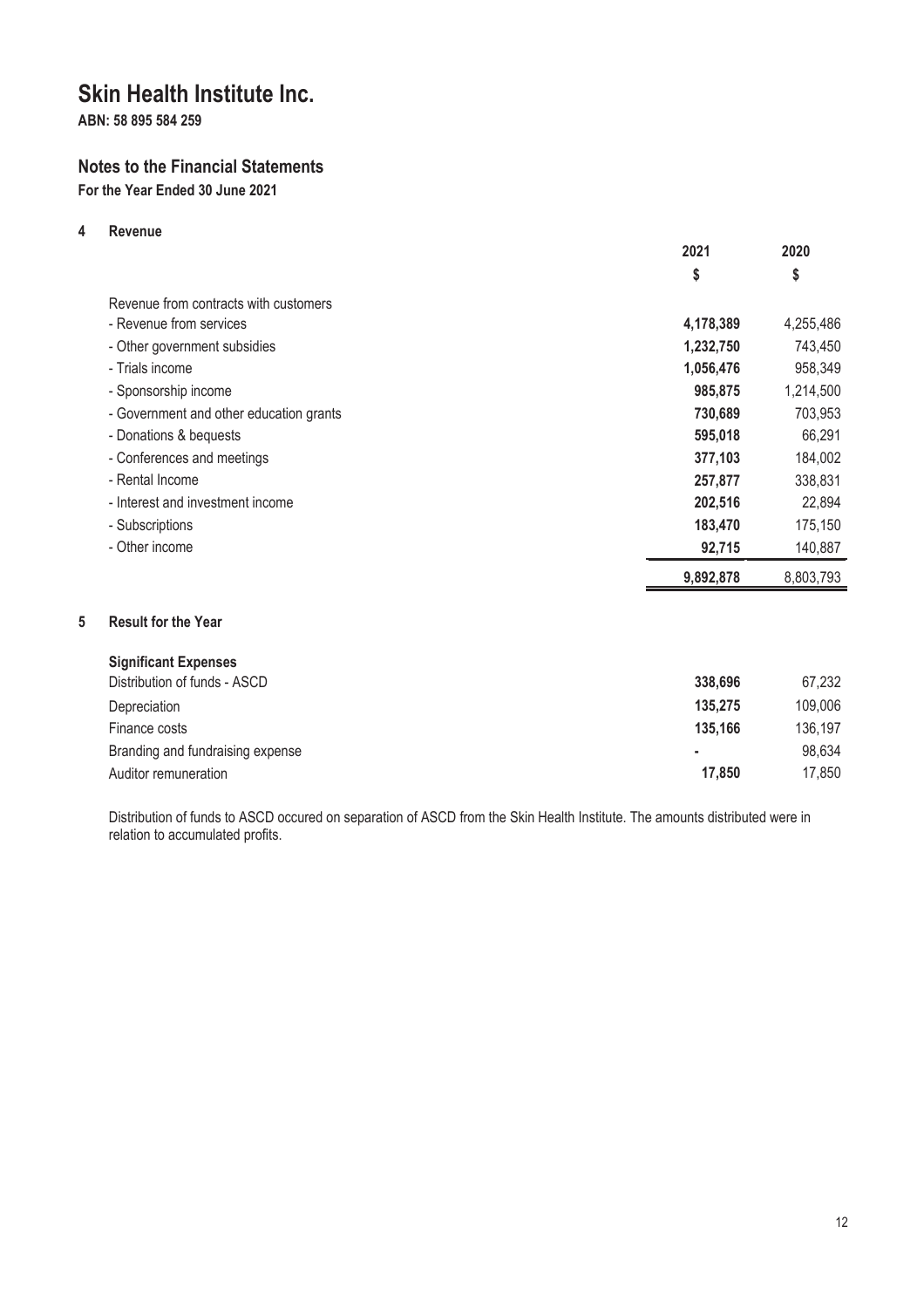# Skin Health Institute Inc.

**ABN: 58 895 584 259**

## Notes to the Financial Statements

**For the Year Ended 30 June 2021**

### 4 Revenue

| | 2021 | 2020 |
|---|---|---|
| | $ | $ |
| Revenue from contracts with customers | | |
| - Revenue from services | **4,178,389** | 4,255,486 |
| - Other government subsidies | **1,232,750** | 743,450 |
| - Trials income | **1,056,476** | 958,349 |
| - Sponsorship income | **985,875** | 1,214,500 |
| - Government and other education grants | **730,689** | 703,953 |
| - Donations & bequests | **595,018** | 66,291 |
| - Conferences and meetings | **377,103** | 184,002 |
| - Rental Income | **257,877** | 338,831 |
| - Interest and investment income | **202,516** | 22,894 |
| - Subscriptions | **183,470** | 175,150 |
| - Other income | **92,715** | 140,887 |
| | **9,892,878** | 8,803,793 |

### 5 Result for the Year

| **Significant Expenses** | 2021 | 2020 |
|---|---|---|
| Distribution of funds - ASCD | **338,696** | 67,232 |
| Depreciation | **135,275** | 109,006 |
| Finance costs | **135,166** | 136,197 |
| Branding and fundraising expense | **-** | 98,634 |
| Auditor remuneration | **17,850** | 17,850 |

Distribution of funds to ASCD occured on separation of ASCD from the Skin Health Institute. The amounts distributed were in relation to accumulated profits.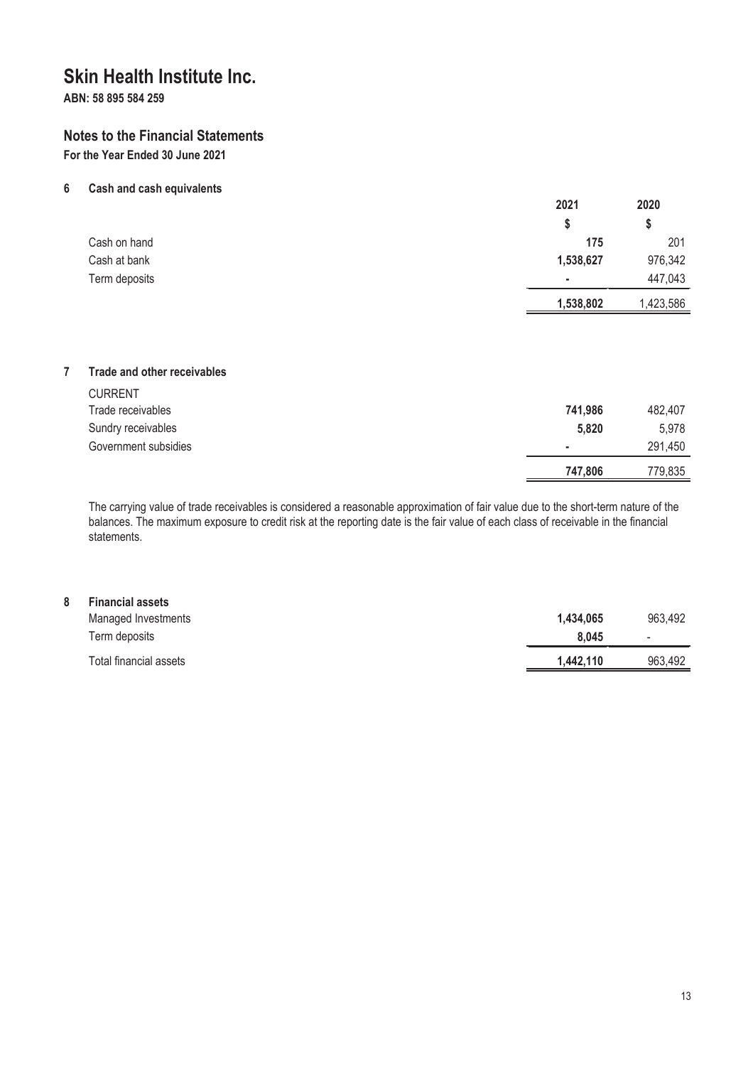# Skin Health Institute Inc.

**ABN: 58 895 584 259**

## Notes to the Financial Statements

**For the Year Ended 30 June 2021**

### 6 Cash and cash equivalents

| | 2021 | 2020 |
|---|---|---|
| | $ | $ |
| Cash on hand | **175** | 201 |
| Cash at bank | **1,538,627** | 976,342 |
| Term deposits | **-** | 447,043 |
| | **1,538,802** | 1,423,586 |

### 7 Trade and other receivables

| | 2021 | 2020 |
|---|---|---|
| CURRENT | | |
| Trade receivables | **741,986** | 482,407 |
| Sundry receivables | **5,820** | 5,978 |
| Government subsidies | **-** | 291,450 |
| | **747,806** | 779,835 |

The carrying value of trade receivables is considered a reasonable approximation of fair value due to the short-term nature of the balances. The maximum exposure to credit risk at the reporting date is the fair value of each class of receivable in the financial statements.

### 8 Financial assets

| | 2021 | 2020 |
|---|---|---|
| Managed Investments | **1,434,065** | 963,492 |
| Term deposits | **8,045** | - |
| Total financial assets | **1,442,110** | 963,492 |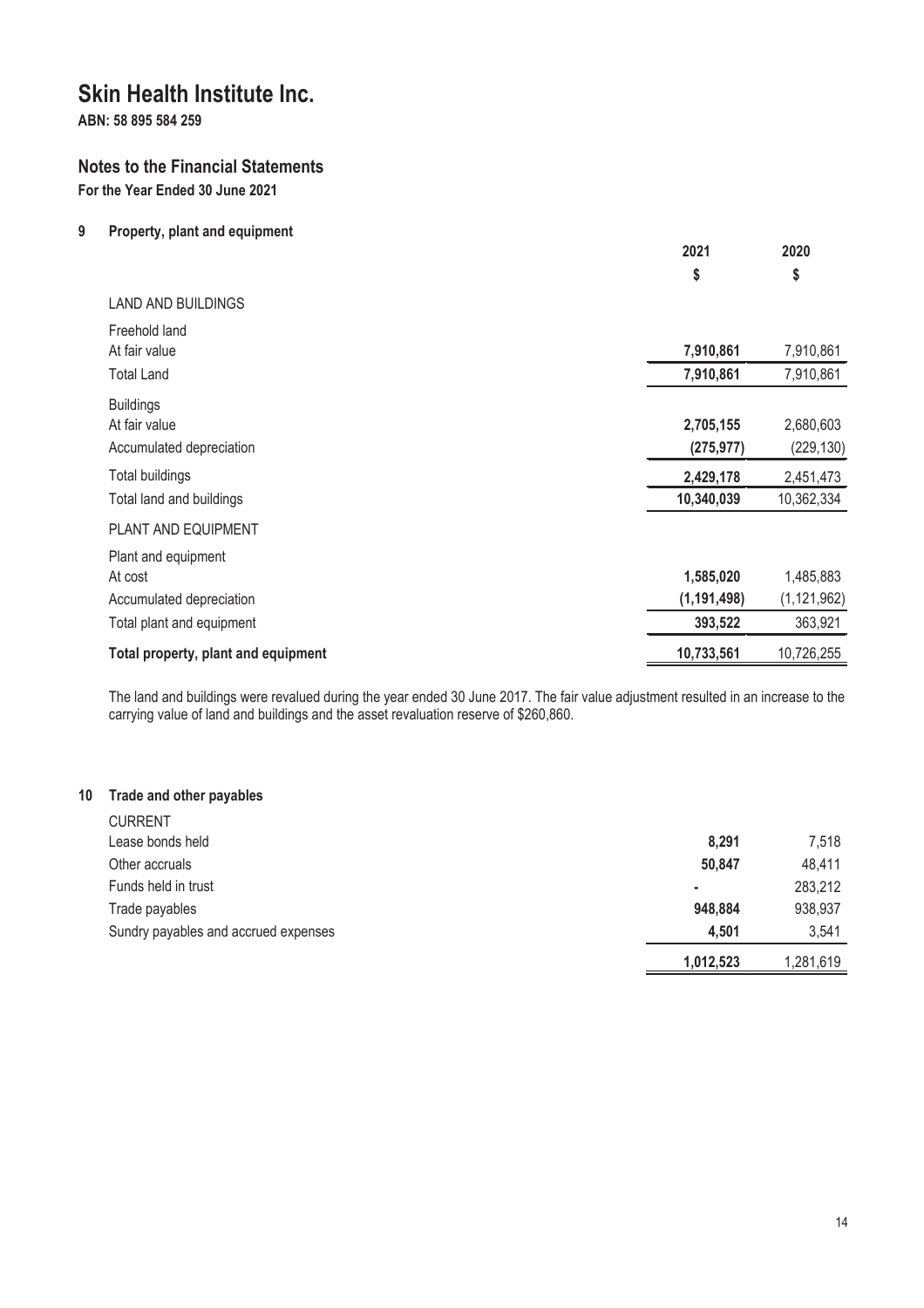# Skin Health Institute Inc.

**ABN: 58 895 584 259**

## Notes to the Financial Statements

**For the Year Ended 30 June 2021**

### 9 Property, plant and equipment

| | 2021 | 2020 |
|---|---|---|
| | $ | $ |
| LAND AND BUILDINGS | | |
| Freehold land | | |
| At fair value | **7,910,861** | 7,910,861 |
| Total Land | **7,910,861** | 7,910,861 |
| Buildings | | |
| At fair value | **2,705,155** | 2,680,603 |
| Accumulated depreciation | **(275,977)** | (229,130) |
| Total buildings | **2,429,178** | 2,451,473 |
| Total land and buildings | **10,340,039** | 10,362,334 |
| PLANT AND EQUIPMENT | | |
| Plant and equipment | | |
| At cost | **1,585,020** | 1,485,883 |
| Accumulated depreciation | **(1,191,498)** | (1,121,962) |
| Total plant and equipment | **393,522** | 363,921 |
| **Total property, plant and equipment** | **10,733,561** | 10,726,255 |

The land and buildings were revalued during the year ended 30 June 2017. The fair value adjustment resulted in an increase to the carrying value of land and buildings and the asset revaluation reserve of $260,860.

### 10 Trade and other payables

| | 2021 | 2020 |
|---|---|---|
| CURRENT | | |
| Lease bonds held | **8,291** | 7,518 |
| Other accruals | **50,847** | 48,411 |
| Funds held in trust | **-** | 283,212 |
| Trade payables | **948,884** | 938,937 |
| Sundry payables and accrued expenses | **4,501** | 3,541 |
| | **1,012,523** | 1,281,619 |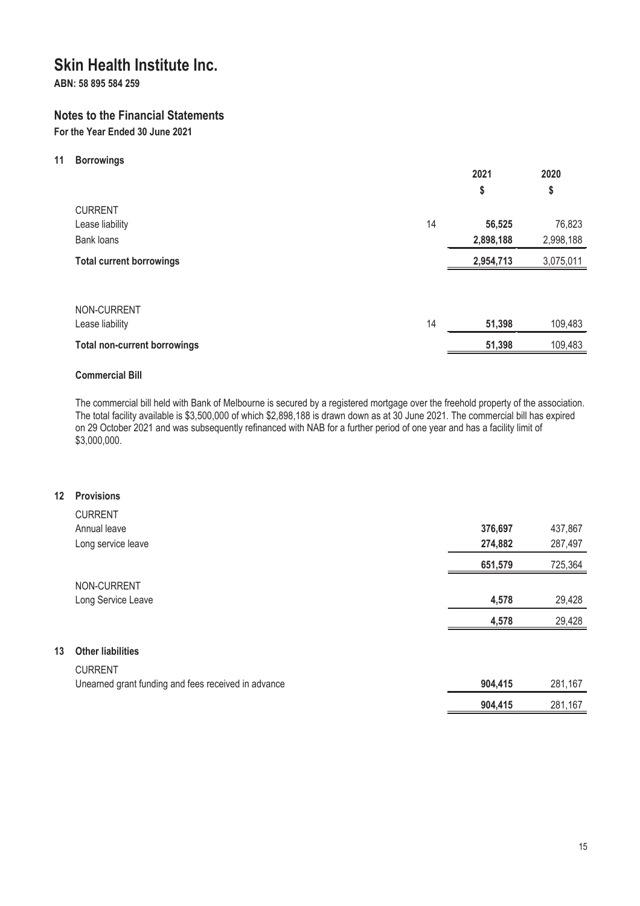# Skin Health Institute Inc.

**ABN: 58 895 584 259**

## Notes to the Financial Statements

**For the Year Ended 30 June 2021**

### 11 Borrowings

| | | 2021 | 2020 |
|---|---|---|---|
| | | $ | $ |
| CURRENT | | | |
| Lease liability | 14 | **56,525** | 76,823 |
| Bank loans | | **2,898,188** | 2,998,188 |
| **Total current borrowings** | | **2,954,713** | 3,075,011 |
| | | | |
| NON-CURRENT | | | |
| Lease liability | 14 | **51,398** | 109,483 |
| **Total non-current borrowings** | | **51,398** | 109,483 |

**Commercial Bill**

The commercial bill held with Bank of Melbourne is secured by a registered mortgage over the freehold property of the association. The total facility available is $3,500,000 of which $2,898,188 is drawn down as at 30 June 2021. The commercial bill has expired on 29 October 2021 and was subsequently refinanced with NAB for a further period of one year and has a facility limit of $3,000,000.

### 12 Provisions

| | 2021 | 2020 |
|---|---|---|
| CURRENT | | |
| Annual leave | **376,697** | 437,867 |
| Long service leave | **274,882** | 287,497 |
| | **651,579** | 725,364 |
| NON-CURRENT | | |
| Long Service Leave | **4,578** | 29,428 |
| | **4,578** | 29,428 |

### 13 Other liabilities

| | 2021 | 2020 |
|---|---|---|
| CURRENT | | |
| Unearned grant funding and fees received in advance | **904,415** | 281,167 |
| | **904,415** | 281,167 |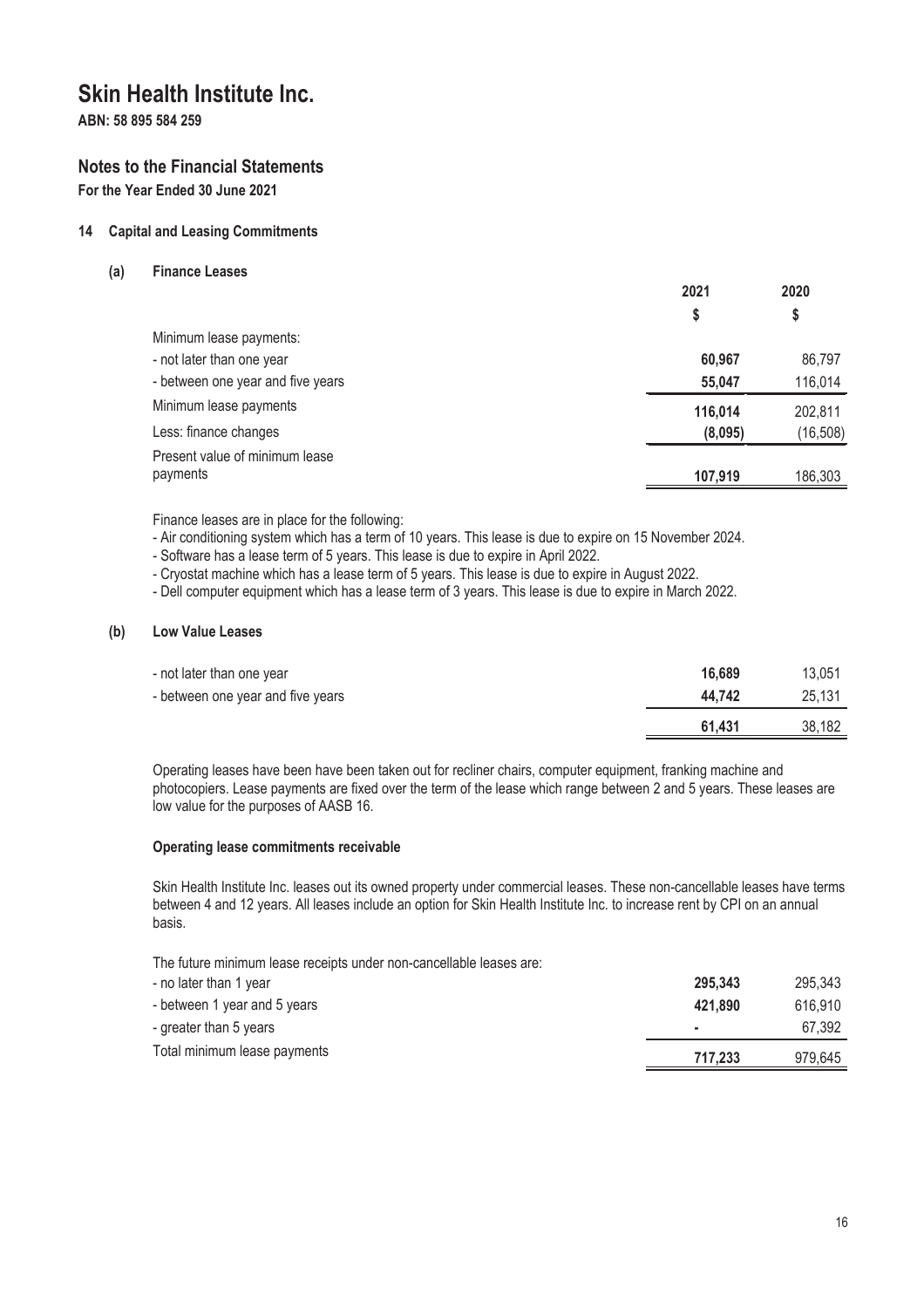# Skin Health Institute Inc.

**ABN: 58 895 584 259**

## Notes to the Financial Statements

**For the Year Ended 30 June 2021**

### 14 Capital and Leasing Commitments

#### (a) Finance Leases

| | 2021 | 2020 |
|---|---|---|
| | $ | $ |
| Minimum lease payments: | | |
| - not later than one year | **60,967** | 86,797 |
| - between one year and five years | **55,047** | 116,014 |
| Minimum lease payments | **116,014** | 202,811 |
| Less: finance changes | **(8,095)** | (16,508) |
| Present value of minimum lease payments | **107,919** | 186,303 |

Finance leases are in place for the following:

- Air conditioning system which has a term of 10 years. This lease is due to expire on 15 November 2024.
- Software has a lease term of 5 years. This lease is due to expire in April 2022.
- Cryostat machine which has a lease term of 5 years. This lease is due to expire in August 2022.
- Dell computer equipment which has a lease term of 3 years. This lease is due to expire in March 2022.

#### (b) Low Value Leases

| | 2021 | 2020 |
|---|---|---|
| - not later than one year | **16,689** | 13,051 |
| - between one year and five years | **44,742** | 25,131 |
| | **61,431** | 38,182 |

Operating leases have been have been taken out for recliner chairs, computer equipment, franking machine and photocopiers. Lease payments are fixed over the term of the lease which range between 2 and 5 years. These leases are low value for the purposes of AASB 16.

**Operating lease commitments receivable**

Skin Health Institute Inc. leases out its owned property under commercial leases. These non-cancellable leases have terms between 4 and 12 years. All leases include an option for Skin Health Institute Inc. to increase rent by CPI on an annual basis.

The future minimum lease receipts under non-cancellable leases are:

| | 2021 | 2020 |
|---|---|---|
| - no later than 1 year | **295,343** | 295,343 |
| - between 1 year and 5 years | **421,890** | 616,910 |
| - greater than 5 years | **-** | 67,392 |
| Total minimum lease payments | **717,233** | 979,645 |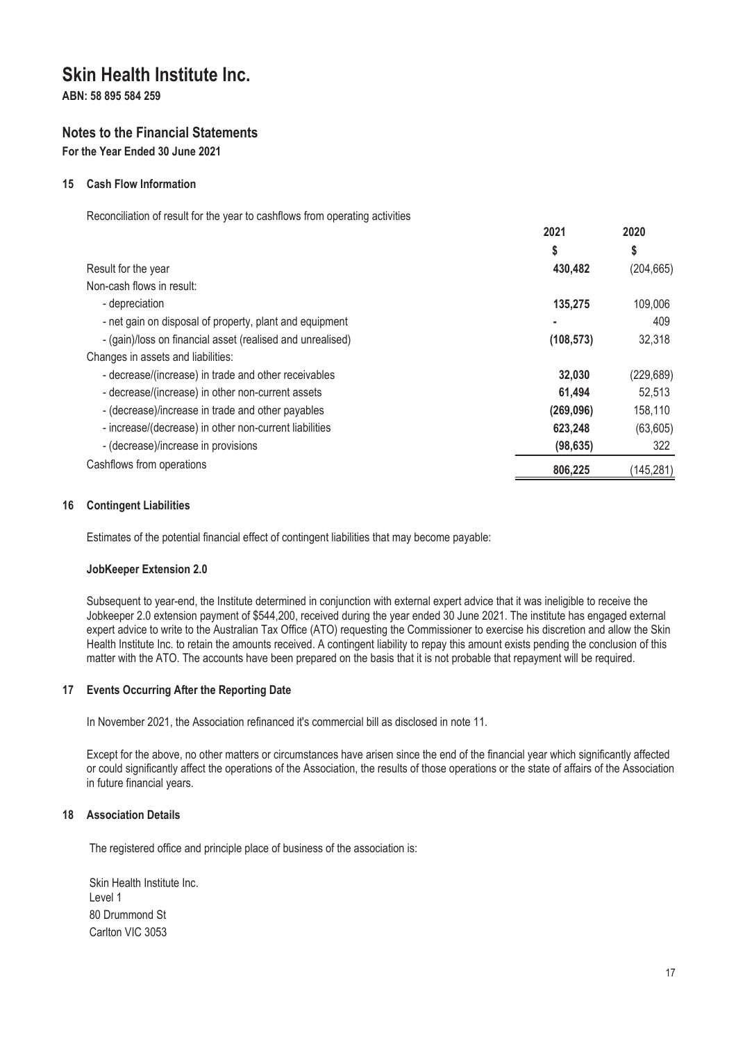# Skin Health Institute Inc.

**ABN: 58 895 584 259**

## Notes to the Financial Statements

**For the Year Ended 30 June 2021**

### 15 Cash Flow Information

Reconciliation of result for the year to cashflows from operating activities

| | 2021 | 2020 |
|---|---|---|
| | $ | $ |
| Result for the year | **430,482** | (204,665) |
| Non-cash flows in result: | | |
| - depreciation | **135,275** | 109,006 |
| - net gain on disposal of property, plant and equipment | **-** | 409 |
| - (gain)/loss on financial asset (realised and unrealised) | **(108,573)** | 32,318 |
| Changes in assets and liabilities: | | |
| - decrease/(increase) in trade and other receivables | **32,030** | (229,689) |
| - decrease/(increase) in other non-current assets | **61,494** | 52,513 |
| - (decrease)/increase in trade and other payables | **(269,096)** | 158,110 |
| - increase/(decrease) in other non-current liabilities | **623,248** | (63,605) |
| - (decrease)/increase in provisions | **(98,635)** | 322 |
| Cashflows from operations | **806,225** | (145,281) |

### 16 Contingent Liabilities

Estimates of the potential financial effect of contingent liabilities that may become payable:

**JobKeeper Extension 2.0**

Subsequent to year-end, the Institute determined in conjunction with external expert advice that it was ineligible to receive the Jobkeeper 2.0 extension payment of $544,200, received during the year ended 30 June 2021. The institute has engaged external expert advice to write to the Australian Tax Office (ATO) requesting the Commissioner to exercise his discretion and allow the Skin Health Institute Inc. to retain the amounts received. A contingent liability to repay this amount exists pending the conclusion of this matter with the ATO. The accounts have been prepared on the basis that it is not probable that repayment will be required.

### 17 Events Occurring After the Reporting Date

In November 2021, the Association refinanced it's commercial bill as disclosed in note 11.

Except for the above, no other matters or circumstances have arisen since the end of the financial year which significantly affected or could significantly affect the operations of the Association, the results of those operations or the state of affairs of the Association in future financial years.

### 18 Association Details

The registered office and principle place of business of the association is:

Skin Health Institute Inc.
Level 1
80 Drummond St
Carlton VIC 3053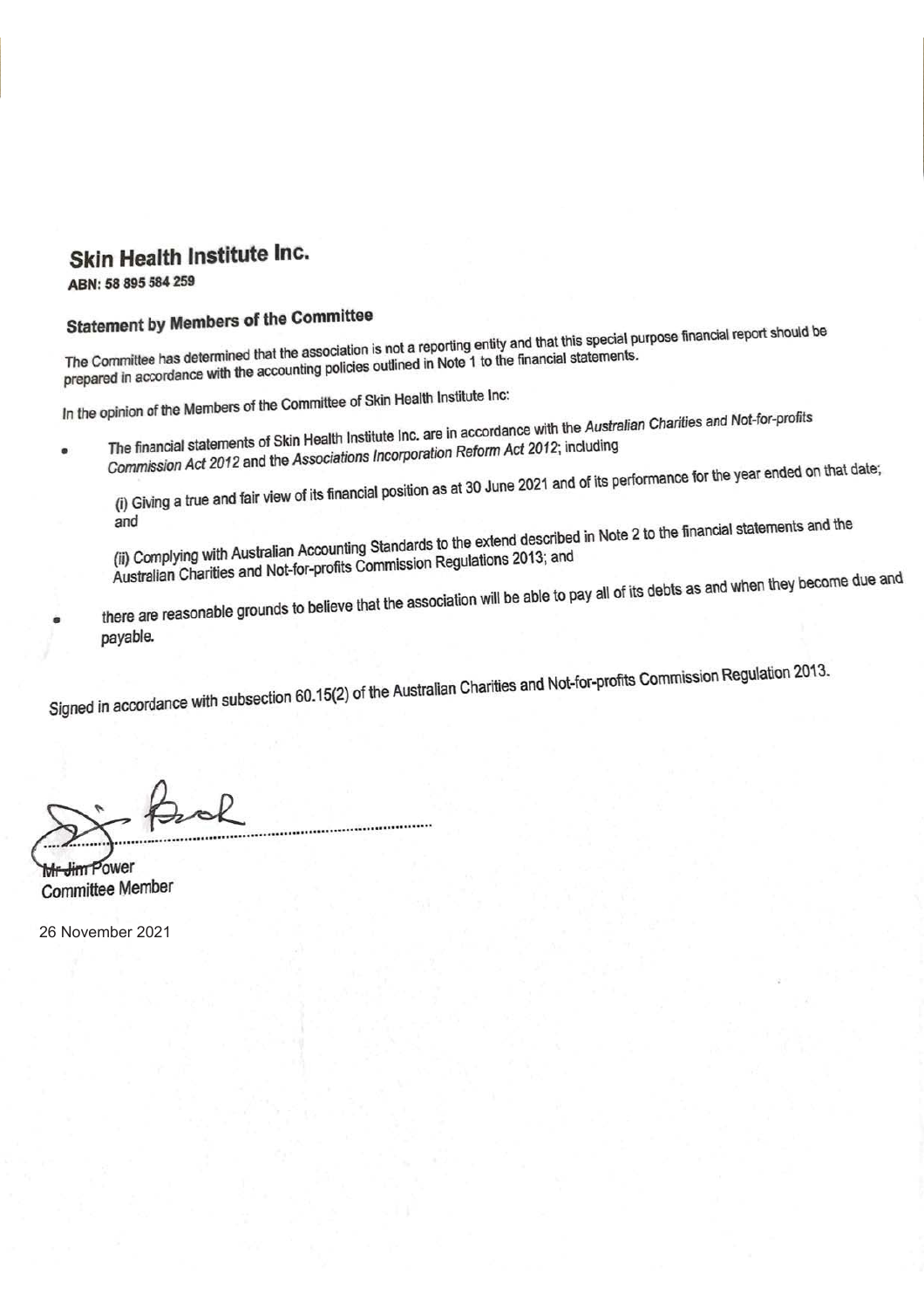## Skin Health Institute Inc.

**ABN: 58 895 584 259**

### Statement by Members of the Committee

The Committee has determined that the association is not a reporting entity and that this special purpose financial report should be prepared in accordance with the accounting policies outlined in Note 1 to the financial statements.

In the opinion of the Members of the Committee of Skin Health Institute Inc:

- The financial statements of Skin Health Institute Inc. are in accordance with the *Australian Charities and Not-for-profits Commission Act 2012* and the *Associations Incorporation Reform Act 2012*; including

  (i) Giving a true and fair view of its financial position as at 30 June 2021 and of its performance for the year ended on that date; and

  (ii) Complying with Australian Accounting Standards to the extend described in Note 2 to the financial statements and the Australian Charities and Not-for-profits Commission Regulations 2013; and

- there are reasonable grounds to believe that the association will be able to pay all of its debts as and when they become due and payable.

Signed in accordance with subsection 60.15(2) of the Australian Charities and Not-for-profits Commission Regulation 2013.

Mr Jim Power
Committee Member

26 November 2021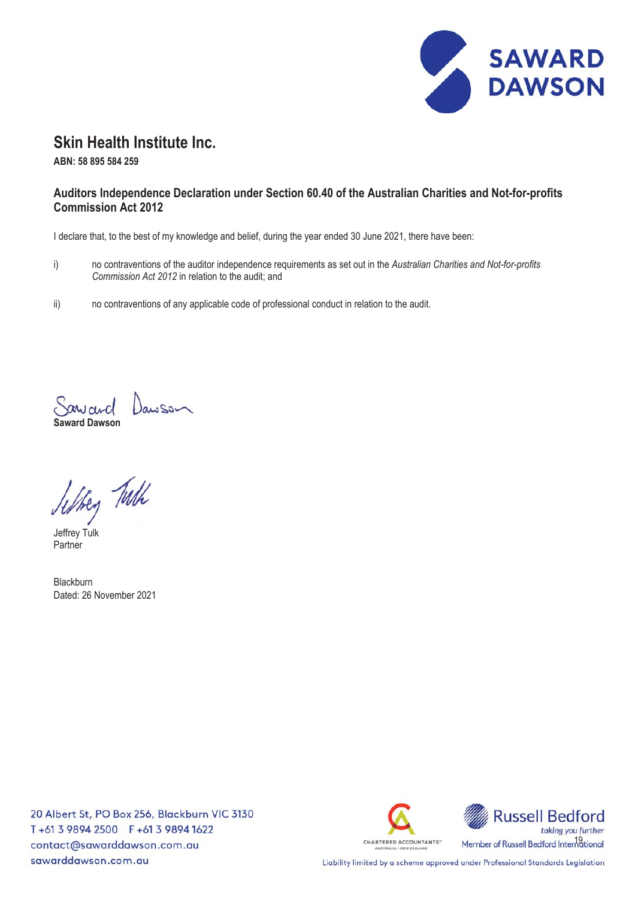# Skin Health Institute Inc.

**ABN: 58 895 584 259**

## Auditors Independence Declaration under Section 60.40 of the Australian Charities and Not-for-profits Commission Act 2012

I declare that, to the best of my knowledge and belief, during the year ended 30 June 2021, there have been:

i) no contraventions of the auditor independence requirements as set out in the *Australian Charities and Not-for-profits Commission Act 2012* in relation to the audit; and

ii) no contraventions of any applicable code of professional conduct in relation to the audit.

**Saward Dawson**

Jeffrey Tulk
Partner

Blackburn
Dated: 26 November 2021

20 Albert St, PO Box 256, Blackburn VIC 3130
T +61 3 9894 2500 F +61 3 9894 1622
contact@sawarddawson.com.au
sawarddawson.com.au

Member of Russell Bedford International

Liability limited by a scheme approved under Professional Standards Legislation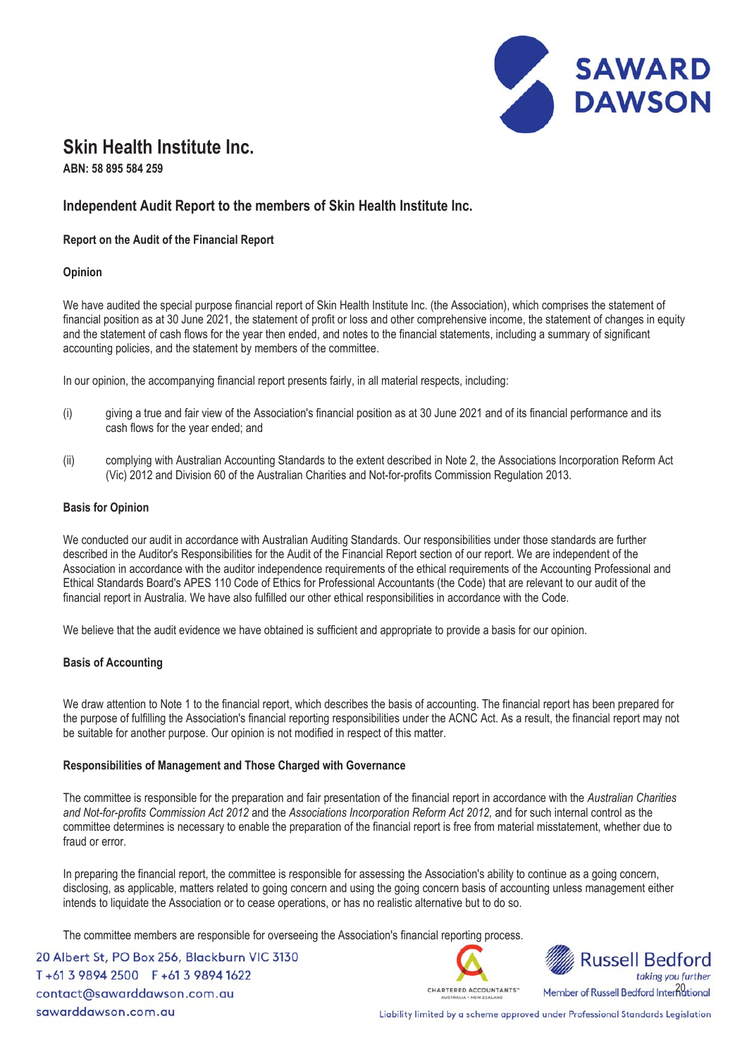# Skin Health Institute Inc.

**ABN: 58 895 584 259**

## Independent Audit Report to the members of Skin Health Institute Inc.

### Report on the Audit of the Financial Report

#### Opinion

We have audited the special purpose financial report of Skin Health Institute Inc. (the Association), which comprises the statement of financial position as at 30 June 2021, the statement of profit or loss and other comprehensive income, the statement of changes in equity and the statement of cash flows for the year then ended, and notes to the financial statements, including a summary of significant accounting policies, and the statement by members of the committee.

In our opinion, the accompanying financial report presents fairly, in all material respects, including:

(i) giving a true and fair view of the Association's financial position as at 30 June 2021 and of its financial performance and its cash flows for the year ended; and

(ii) complying with Australian Accounting Standards to the extent described in Note 2, the Associations Incorporation Reform Act (Vic) 2012 and Division 60 of the Australian Charities and Not-for-profits Commission Regulation 2013.

#### Basis for Opinion

We conducted our audit in accordance with Australian Auditing Standards. Our responsibilities under those standards are further described in the Auditor's Responsibilities for the Audit of the Financial Report section of our report. We are independent of the Association in accordance with the auditor independence requirements of the ethical requirements of the Accounting Professional and Ethical Standards Board's APES 110 Code of Ethics for Professional Accountants (the Code) that are relevant to our audit of the financial report in Australia. We have also fulfilled our other ethical responsibilities in accordance with the Code.

We believe that the audit evidence we have obtained is sufficient and appropriate to provide a basis for our opinion.

#### Basis of Accounting

We draw attention to Note 1 to the financial report, which describes the basis of accounting. The financial report has been prepared for the purpose of fulfilling the Association's financial reporting responsibilities under the ACNC Act. As a result, the financial report may not be suitable for another purpose. Our opinion is not modified in respect of this matter.

#### Responsibilities of Management and Those Charged with Governance

The committee is responsible for the preparation and fair presentation of the financial report in accordance with the *Australian Charities and Not-for-profits Commission Act 2012* and the *Associations Incorporation Reform Act 2012,* and for such internal control as the committee determines is necessary to enable the preparation of the financial report is free from material misstatement, whether due to fraud or error.

In preparing the financial report, the committee is responsible for assessing the Association's ability to continue as a going concern, disclosing, as applicable, matters related to going concern and using the going concern basis of accounting unless management either intends to liquidate the Association or to cease operations, or has no realistic alternative but to do so.

The committee members are responsible for overseeing the Association's financial reporting process.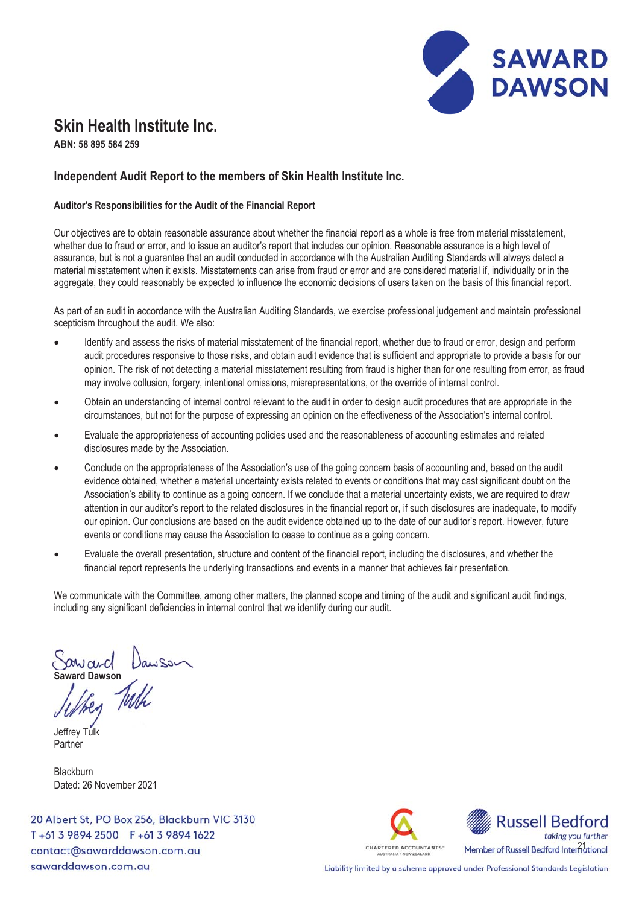# Skin Health Institute Inc.

**ABN: 58 895 584 259**

## Independent Audit Report to the members of Skin Health Institute Inc.

### Auditor's Responsibilities for the Audit of the Financial Report

Our objectives are to obtain reasonable assurance about whether the financial report as a whole is free from material misstatement, whether due to fraud or error, and to issue an auditor's report that includes our opinion. Reasonable assurance is a high level of assurance, but is not a guarantee that an audit conducted in accordance with the Australian Auditing Standards will always detect a material misstatement when it exists. Misstatements can arise from fraud or error and are considered material if, individually or in the aggregate, they could reasonably be expected to influence the economic decisions of users taken on the basis of this financial report.

As part of an audit in accordance with the Australian Auditing Standards, we exercise professional judgement and maintain professional scepticism throughout the audit. We also:

- Identify and assess the risks of material misstatement of the financial report, whether due to fraud or error, design and perform audit procedures responsive to those risks, and obtain audit evidence that is sufficient and appropriate to provide a basis for our opinion. The risk of not detecting a material misstatement resulting from fraud is higher than for one resulting from error, as fraud may involve collusion, forgery, intentional omissions, misrepresentations, or the override of internal control.
- Obtain an understanding of internal control relevant to the audit in order to design audit procedures that are appropriate in the circumstances, but not for the purpose of expressing an opinion on the effectiveness of the Association's internal control.
- Evaluate the appropriateness of accounting policies used and the reasonableness of accounting estimates and related disclosures made by the Association.
- Conclude on the appropriateness of the Association's use of the going concern basis of accounting and, based on the audit evidence obtained, whether a material uncertainty exists related to events or conditions that may cast significant doubt on the Association's ability to continue as a going concern. If we conclude that a material uncertainty exists, we are required to draw attention in our auditor's report to the related disclosures in the financial report or, if such disclosures are inadequate, to modify our opinion. Our conclusions are based on the audit evidence obtained up to the date of our auditor's report. However, future events or conditions may cause the Association to cease to continue as a going concern.
- Evaluate the overall presentation, structure and content of the financial report, including the disclosures, and whether the financial report represents the underlying transactions and events in a manner that achieves fair presentation.

We communicate with the Committee, among other matters, the planned scope and timing of the audit and significant audit findings, including any significant deficiencies in internal control that we identify during our audit.

**Saward Dawson**

Jeffrey Tulk
Partner

Blackburn
Dated: 26 November 2021

20 Albert St, PO Box 256, Blackburn VIC 3130
T +61 3 9894 2500 F +61 3 9894 1622
contact@sawarddawson.com.au
sawarddawson.com.au

Member of Russell Bedford International

Liability limited by a scheme approved under Professional Standards Legislation